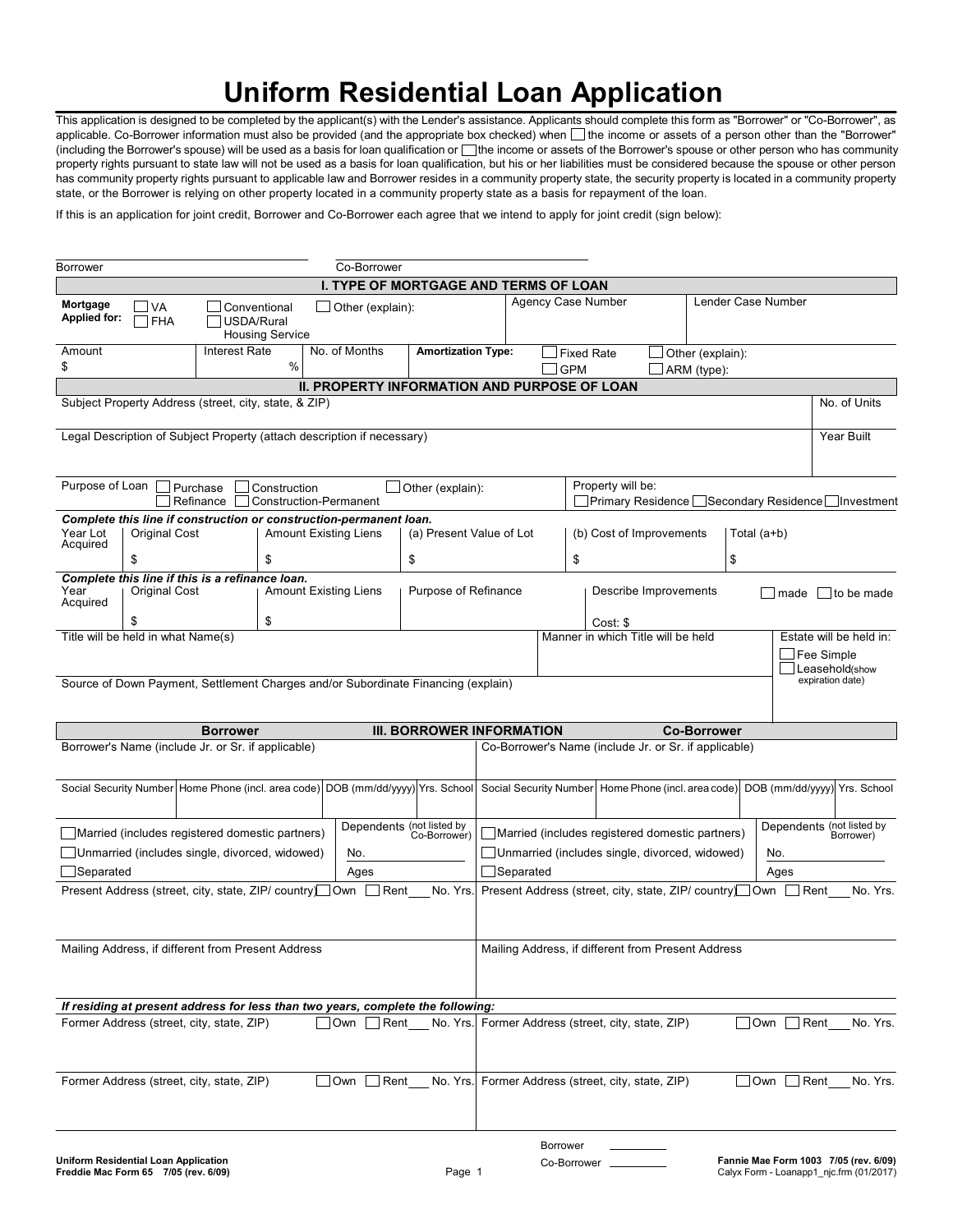# Uniform Residential Loan Application

This application is designed to be completed by the applicant(s) with the Lender's assistance. Applicants should complete this form as "Borrower" or "Co-Borrower", as applicable. Co-Borrower information must also be provided (and the appropriate box checked) when ☐ the income or assets of a person other than the "Borrower" (including the Borrower's spouse) will be used as a basis for loan qualification or ☐ the income or assets of the Borrower's spouse or other person who has community property rights pursuant to state law will not be used as a basis for loan qualification, but his or her liabilities must be considered because the spouse or other person has community property rights pursuant to applicable law and Borrower resides in a community property state, the security property is located in a community property state, or the Borrower is relying on other property located in a community property state as a basis for repayment of the loan.

If this is an application for joint credit, Borrower and Co-Borrower each agree that we intend to apply for joint credit (sign below):

Borrower ______________________ Co-Borrower ______________________

## I. TYPE OF MORTGAGE AND TERMS OF LOAN

| | | | | |
|---|---|---|---|---|
| **Mortgage Applied for:** ☐ VA ☐ FHA | ☐ Conventional ☐ USDA/Rural Housing Service | ☐ Other (explain): | Agency Case Number | Lender Case Number |
| Amount $ | Interest Rate % | No. of Months | **Amortization Type:** ☐ Fixed Rate ☐ GPM | ☐ Other (explain): ☐ ARM (type): |

## II. PROPERTY INFORMATION AND PURPOSE OF LOAN

| | |
|---|---|
| Subject Property Address (street, city, state, & ZIP) | No. of Units |
| Legal Description of Subject Property (attach description if necessary) | Year Built |
| Purpose of Loan ☐ Purchase ☐ Construction ☐ Other (explain): ☐ Refinance ☐ Construction-Permanent | Property will be: ☐ Primary Residence ☐ Secondary Residence ☐ Investment |

***Complete this line if construction or construction-permanent loan.***

| Year Lot Acquired | Original Cost | Amount Existing Liens | (a) Present Value of Lot | (b) Cost of Improvements | Total (a+b) |
|---|---|---|---|---|---|
| | $ | $ | $ | $ | $ |

***Complete this line if this is a refinance loan.***

| Year Acquired | Original Cost | Amount Existing Liens | Purpose of Refinance | Describe Improvements ☐ made ☐ to be made |
|---|---|---|---|---|
| | $ | $ | | Cost: $ |

| | | |
|---|---|---|
| Title will be held in what Name(s) | Manner in which Title will be held | Estate will be held in: ☐ Fee Simple ☐ Leasehold (show expiration date) |
| Source of Down Payment, Settlement Charges and/or Subordinate Financing (explain) | | |

## III. BORROWER INFORMATION

| Borrower | Co-Borrower |
|---|---|
| Borrower's Name (include Jr. or Sr. if applicable) | Co-Borrower's Name (include Jr. or Sr. if applicable) |
| Social Security Number / Home Phone (incl. area code) / DOB (mm/dd/yyyy) / Yrs. School | Social Security Number / Home Phone (incl. area code) / DOB (mm/dd/yyyy) / Yrs. School |
| ☐ Married (includes registered domestic partners) ☐ Unmarried (includes single, divorced, widowed) ☐ Separated — Dependents (not listed by Co-Borrower) No. Ages | ☐ Married (includes registered domestic partners) ☐ Unmarried (includes single, divorced, widowed) ☐ Separated — Dependents (not listed by Borrower) No. Ages |
| Present Address (street, city, state, ZIP/ country) ☐ Own ☐ Rent ___No. Yrs. | Present Address (street, city, state, ZIP/ country) ☐ Own ☐ Rent ___No. Yrs. |
| Mailing Address, if different from Present Address | Mailing Address, if different from Present Address |

***If residing at present address for less than two years, complete the following:***

| | |
|---|---|
| Former Address (street, city, state, ZIP) ☐ Own ☐ Rent ___No. Yrs. | Former Address (street, city, state, ZIP) ☐ Own ☐ Rent ___No. Yrs. |
| Former Address (street, city, state, ZIP) ☐ Own ☐ Rent ___No. Yrs. | Former Address (street, city, state, ZIP) ☐ Own ☐ Rent ___No. Yrs. |

Borrower __________

Co-Borrower __________

Uniform Residential Loan Application
Freddie Mac Form 65 7/05 (rev. 6/09)

Fannie Mae Form 1003 7/05 (rev. 6/09)
Calyx Form - Loanapp1_njc.frm (01/2017)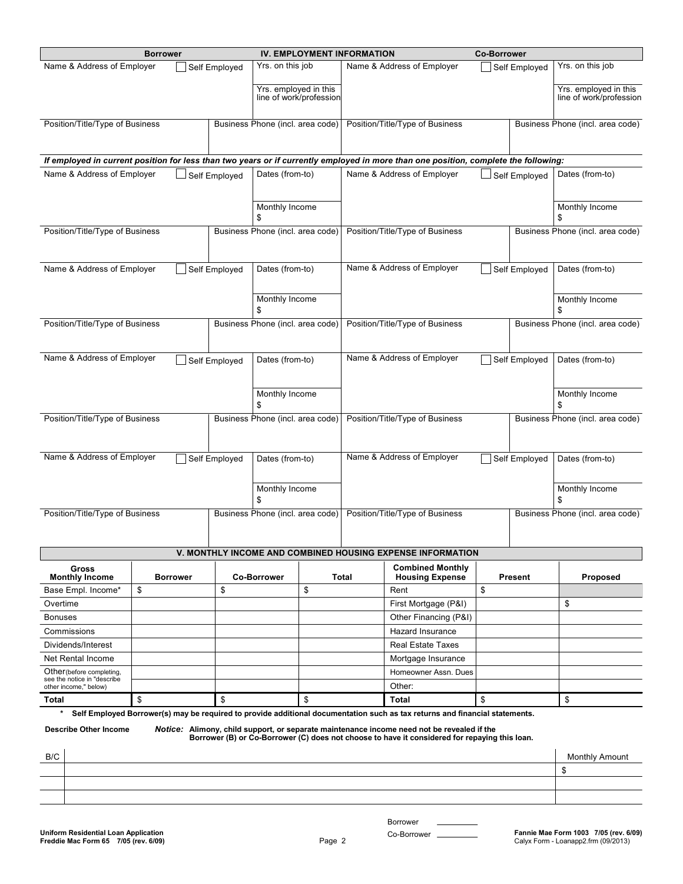## IV. EMPLOYMENT INFORMATION

| Borrower | | | Co-Borrower | | |
|---|---|---|---|---|---|
| Name & Address of Employer | ☐ Self Employed | Yrs. on this job | Name & Address of Employer | ☐ Self Employed | Yrs. on this job |
| | | Yrs. employed in this line of work/profession | | | Yrs. employed in this line of work/profession |
| Position/Title/Type of Business | | Business Phone (incl. area code) | Position/Title/Type of Business | | Business Phone (incl. area code) |

***If employed in current position for less than two years or if currently employed in more than one position, complete the following:***

| Borrower | | | Co-Borrower | | |
|---|---|---|---|---|---|
| Name & Address of Employer | ☐ Self Employed | Dates (from-to) | Name & Address of Employer | ☐ Self Employed | Dates (from-to) |
| | | Monthly Income $ | | | Monthly Income $ |
| Position/Title/Type of Business | | Business Phone (incl. area code) | Position/Title/Type of Business | | Business Phone (incl. area code) |
| Name & Address of Employer | ☐ Self Employed | Dates (from-to) | Name & Address of Employer | ☐ Self Employed | Dates (from-to) |
| | | Monthly Income $ | | | Monthly Income $ |
| Position/Title/Type of Business | | Business Phone (incl. area code) | Position/Title/Type of Business | | Business Phone (incl. area code) |
| Name & Address of Employer | ☐ Self Employed | Dates (from-to) | Name & Address of Employer | ☐ Self Employed | Dates (from-to) |
| | | Monthly Income $ | | | Monthly Income $ |
| Position/Title/Type of Business | | Business Phone (incl. area code) | Position/Title/Type of Business | | Business Phone (incl. area code) |
| Name & Address of Employer | ☐ Self Employed | Dates (from-to) | Name & Address of Employer | ☐ Self Employed | Dates (from-to) |
| | | Monthly Income $ | | | Monthly Income $ |
| Position/Title/Type of Business | | Business Phone (incl. area code) | Position/Title/Type of Business | | Business Phone (incl. area code) |

## V. MONTHLY INCOME AND COMBINED HOUSING EXPENSE INFORMATION

| Gross Monthly Income | Borrower | Co-Borrower | Total | Combined Monthly Housing Expense | Present | Proposed |
|---|---|---|---|---|---|---|
| Base Empl. Income* | $ | $ | $ | Rent | $ | |
| Overtime | | | | First Mortgage (P&I) | | $ |
| Bonuses | | | | Other Financing (P&I) | | |
| Commissions | | | | Hazard Insurance | | |
| Dividends/Interest | | | | Real Estate Taxes | | |
| Net Rental Income | | | | Mortgage Insurance | | |
| Other (before completing, see the notice in "describe other income," below) | | | | Homeowner Assn. Dues | | |
| | | | | Other: | | |
| **Total** | $ | $ | $ | **Total** | $ | $ |

\* **Self Employed Borrower(s) may be required to provide additional documentation such as tax returns and financial statements.**

**Describe Other Income** ***Notice:*** **Alimony, child support, or separate maintenance income need not be revealed if the Borrower (B) or Co-Borrower (C) does not choose to have it considered for repaying this loan.**

| B/C | | Monthly Amount |
|---|---|---|
| | | $ |
| | | |
| | | |

Uniform Residential Loan Application
Freddie Mac Form 65 7/05 (rev. 6/09)

Borrower ________
Co-Borrower ________

Fannie Mae Form 1003 7/05 (rev. 6/09)
Calyx Form - Loanapp2.frm (09/2013)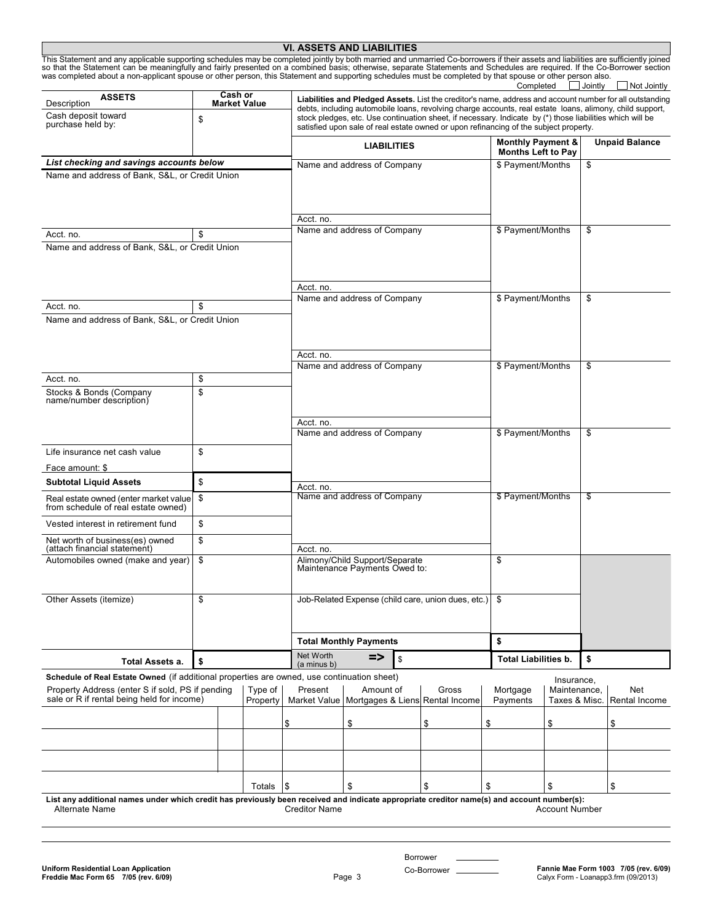## VI. ASSETS AND LIABILITIES

This Statement and any applicable supporting schedules may be completed jointly by both married and unmarried Co-borrowers if their assets and liabilities are sufficiently joined so that the Statement can be meaningfully and fairly presented on a combined basis; otherwise, separate Statements and Schedules are required. If the Co-Borrower section was completed about a non-applicant spouse or other person, this Statement and supporting schedules must be completed by that spouse or other person also.

Completed ☐ Jointly ☐ Not Jointly

| ASSETS Description | Cash or Market Value |
|---|---|
| Cash deposit toward purchase held by: | $ |
| ***List checking and savings accounts below*** | |
| Name and address of Bank, S&L, or Credit Union | |
| Acct. no. | $ |
| Name and address of Bank, S&L, or Credit Union | |
| Acct. no. | $ |
| Name and address of Bank, S&L, or Credit Union | |
| Acct. no. | $ |
| Stocks & Bonds (Company name/number description) | $ |
| Life insurance net cash value | $ |
| Face amount: $ | |
| **Subtotal Liquid Assets** | $ |
| Real estate owned (enter market value from schedule of real estate owned) | $ |
| Vested interest in retirement fund | $ |
| Net worth of business(es) owned (attach financial statement) | $ |
| Automobiles owned (make and year) | $ |
| Other Assets (itemize) | $ |
| **Total Assets a.** | **$** |

**Liabilities and Pledged Assets.** List the creditor's name, address and account number for all outstanding debts, including automobile loans, revolving charge accounts, real estate loans, alimony, child support, stock pledges, etc. Use continuation sheet, if necessary. Indicate by (*) those liabilities which will be satisfied upon sale of real estate owned or upon refinancing of the subject property.

| LIABILITIES | Monthly Payment & Months Left to Pay | Unpaid Balance |
|---|---|---|
| Name and address of Company<br>Acct. no. | $ Payment/Months | $ |
| Name and address of Company<br>Acct. no. | $ Payment/Months | $ |
| Name and address of Company<br>Acct. no. | $ Payment/Months | $ |
| Name and address of Company<br>Acct. no. | $ Payment/Months | $ |
| Name and address of Company<br>Acct. no. | $ Payment/Months | $ |
| Name and address of Company<br>Acct. no. | $ Payment/Months | $ |
| Alimony/Child Support/Separate Maintenance Payments Owed to: | $ | |
| Job-Related Expense (child care, union dues, etc.) | $ | |
| **Total Monthly Payments** | **$** | |
| Net Worth (a minus b) => $ | **Total Liabilities b.** | **$** |

**Schedule of Real Estate Owned** (if additional properties are owned, use continuation sheet)

| Property Address (enter S if sold, PS if pending sale or R if rental being held for income) | | Type of Property | Present Market Value | Amount of Mortgages & Liens | Gross Rental Income | Mortgage Payments | Insurance, Maintenance, Taxes & Misc. | Net Rental Income |
|---|---|---|---|---|---|---|---|---|
| | | | $ | $ | $ | $ | $ | $ |
| | | | | | | | | |
| | | | | | | | | |
| | | Totals | $ | $ | $ | $ | $ | $ |

**List any additional names under which credit has previously been received and indicate appropriate creditor name(s) and account number(s):**

| Alternate Name | Creditor Name | Account Number |
|---|---|---|
| | | |
| | | |

Borrower ______

Co-Borrower ______

Uniform Residential Loan Application
Freddie Mac Form 65 7/05 (rev. 6/09)

Fannie Mae Form 1003 7/05 (rev. 6/09)
Calyx Form - Loanapp3.frm (09/2013)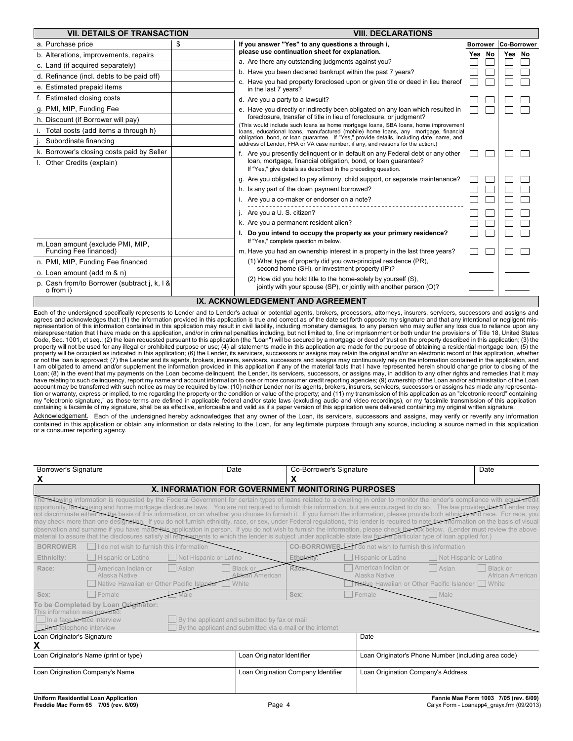| VII. DETAILS OF TRANSACTION | |
|---|---|
| a. Purchase price | $ |
| b. Alterations, improvements, repairs | |
| c. Land (if acquired separately) | |
| d. Refinance (incl. debts to be paid off) | |
| e. Estimated prepaid items | |
| f. Estimated closing costs | |
| g. PMI, MIP, Funding Fee | |
| h. Discount (if Borrower will pay) | |
| i. Total costs (add items a through h) | |
| j. Subordinate financing | |
| k. Borrower's closing costs paid by Seller | |
| l. Other Credits (explain) | |
| m. Loan amount (exclude PMI, MIP, Funding Fee financed) | |
| n. PMI, MIP, Funding Fee financed | |
| o. Loan amount (add m & n) | |
| p. Cash from/to Borrower (subtract j, k, l & o from i) | |

| VIII. DECLARATIONS | Borrower Yes | Borrower No | Co-Borrower Yes | Co-Borrower No |
|---|---|---|---|---|
| If you answer "Yes" to any questions a through i, please use continuation sheet for explanation. | | | | |
| a. Are there any outstanding judgments against you? | ☐ | ☐ | ☐ | ☐ |
| b. Have you been declared bankrupt within the past 7 years? | ☐ | ☐ | ☐ | ☐ |
| c. Have you had property foreclosed upon or given title or deed in lieu thereof in the last 7 years? | ☐ | ☐ | ☐ | ☐ |
| d. Are you a party to a lawsuit? | ☐ | ☐ | ☐ | ☐ |
| e. Have you directly or indirectly been obligated on any loan which resulted in foreclosure, transfer of title in lieu of foreclosure, or judgment? (This would include such loans as home mortgage loans, SBA loans, home improvement loans, educational loans, manufactured (mobile) home loans, any mortgage, financial obligation, bond, or loan guarantee. If "Yes," provide details, including date, name, and address of Lender, FHA or VA case number, if any, and reasons for the action.) | ☐ | ☐ | ☐ | ☐ |
| f. Are you presently delinquent or in default on any Federal debt or any other loan, mortgage, financial obligation, bond, or loan guarantee? If "Yes," give details as described in the preceding question. | ☐ | ☐ | ☐ | ☐ |
| g. Are you obligated to pay alimony, child support, or separate maintenance? | ☐ | ☐ | ☐ | ☐ |
| h. Is any part of the down payment borrowed? | ☐ | ☐ | ☐ | ☐ |
| i. Are you a co-maker or endorser on a note? | ☐ | ☐ | ☐ | ☐ |
| j. Are you a U. S. citizen? | ☐ | ☐ | ☐ | ☐ |
| k. Are you a permanent resident alien? | ☐ | ☐ | ☐ | ☐ |
| **l. Do you intend to occupy the property as your primary residence?** If "Yes," complete question m below. | ☐ | ☐ | ☐ | ☐ |
| m. Have you had an ownership interest in a property in the last three years? | ☐ | ☐ | ☐ | ☐ |
| (1) What type of property did you own-principal residence (PR), second home (SH), or investment property (IP)? | ______ | | ______ | |
| (2) How did you hold title to the home-solely by yourself (S), jointly with your spouse (SP), or jointly with another person (O)? | ______ | | ______ | |

## IX. ACKNOWLEDGEMENT AND AGREEMENT

Each of the undersigned specifically represents to Lender and to Lender's actual or potential agents, brokers, processors, attorneys, insurers, servicers, successors and assigns and agrees and acknowledges that: (1) the information provided in this application is true and correct as of the date set forth opposite my signature and that any intentional or negligent misrepresentation of this information contained in this application may result in civil liability, including monetary damages, to any person who may suffer any loss due to reliance upon any misrepresentation that I have made on this application, and/or in criminal penalties including, but not limited to, fine or imprisonment or both under the provisions of Title 18, United States Code, Sec. 1001, et seq.; (2) the loan requested pursuant to this application (the "Loan") will be secured by a mortgage or deed of trust on the property described in this application; (3) the property will not be used for any illegal or prohibited purpose or use; (4) all statements made in this application are made for the purpose of obtaining a residential mortgage loan; (5) the property will be occupied as indicated in this application; (6) the Lender, its servicers, successors or assigns may retain the original and/or an electronic record of this application, whether or not the loan is approved; (7) the Lender and its agents, brokers, insurers, servicers, successors and assigns may continuously rely on the information contained in the application, and I am obligated to amend and/or supplement the information provided in this application if any of the material facts that I have represented herein should change prior to closing of the Loan; (8) in the event that my payments on the Loan become delinquent, the Lender, its servicers, successors, or assigns, may, in addition to any other rights and remedies that it may have relating to such delinquency, report my name and account information to one or more consumer credit reporting agencies; (9) ownership of the Loan and/or administration of the Loan account may be transferred with such notice as may be required by law; (10) neither Lender nor its agents, brokers, insurers, servicers, successors or assigns has made any representation or warranty, express or implied, to me regarding the property or the condition or value of the property; and (11) my transmission of this application as an "electronic record" containing my "electronic signature," as those terms are defined in applicable federal and/or state laws (excluding audio and video recordings), or my facsimile transmission of this application containing a facsimile of my signature, shall be as effective, enforceable and valid as if a paper version of this application were delivered containing my original written signature.

Acknowledgement. Each of the undersigned hereby acknowledges that any owner of the Loan, its servicers, successors and assigns, may verify or reverify any information contained in this application or obtain any information or data relating to the Loan, for any legitimate purpose through any source, including a source named in this application or a consumer reporting agency.

| Borrower's Signature | Date | Co-Borrower's Signature | Date |
|---|---|---|---|
| X | | X | |

## X. INFORMATION FOR GOVERNMENT MONITORING PURPOSES

The following information is requested by the Federal Government for certain types of loans related to a dwelling in order to monitor the lender's compliance with equal credit opportunity, fair housing and home mortgage disclosure laws. You are not required to furnish this information, but are encouraged to do so. The law provides that a Lender may not discriminate either on the basis of this information, or on whether you choose to furnish it. If you furnish the information, please provide both ethnicity and race. For race, you may check more than one designation. If you do not furnish ethnicity, race, or sex, under Federal regulations, this lender is required to note the information on the basis of visual observation and surname if you have made this application in person. If you do not wish to furnish the information, please check the box below. (Lender must review the above material to assure that the disclosures satisfy all requirements to which the lender is subject under applicable state law for the particular type of loan applied for.)

| BORROWER | | CO-BORROWER | |
|---|---|---|---|
| | ☐ I do not wish to furnish this information | | ☐ I do not wish to furnish this information |
| Ethnicity: | ☐ Hispanic or Latino ☐ Not Hispanic or Latino | Ethnicity: | ☐ Hispanic or Latino ☐ Not Hispanic or Latino |
| Race: | ☐ American Indian or Alaska Native ☐ Asian ☐ Black or African American ☐ Native Hawaiian or Other Pacific Islander ☐ White | Race: | ☐ American Indian or Alaska Native ☐ Asian ☐ Black or African American ☐ Native Hawaiian or Other Pacific Islander ☐ White |
| Sex: | ☐ Female ☐ Male | Sex: | ☐ Female ☐ Male |

**To be Completed by Loan Originator:**
This information was provided:
☐ In a face-to-face interview
☐ In a telephone interview
☐ By the applicant and submitted by fax or mail
☐ By the applicant and submitted via e-mail or the internet

| Loan Originator's Signature | | Date |
|---|---|---|
| X | | |
| Loan Originator's Name (print or type) | Loan Originator Identifier | Loan Originator's Phone Number (including area code) |
| | | |
| Loan Origination Company's Name | Loan Origination Company Identifier | Loan Origination Company's Address |
| | | |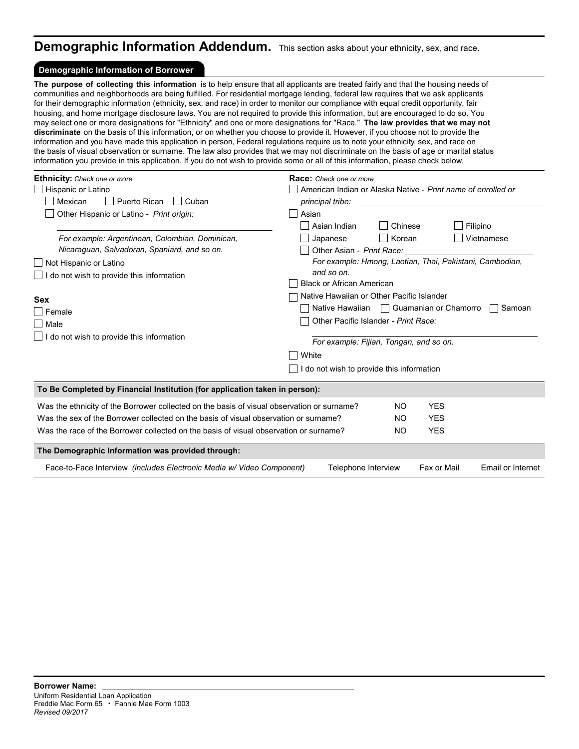# Demographic Information Addendum.

This section asks about your ethnicity, sex, and race.

## Demographic Information of Borrower

**The purpose of collecting this information** is to help ensure that all applicants are treated fairly and that the housing needs of communities and neighborhoods are being fulfilled. For residential mortgage lending, federal law requires that we ask applicants for their demographic information (ethnicity, sex, and race) in order to monitor our compliance with equal credit opportunity, fair housing, and home mortgage disclosure laws. You are not required to provide this information, but are encouraged to do so. You may select one or more designations for "Ethnicity" and one or more designations for "Race." **The law provides that we may not discriminate** on the basis of this information, or on whether you choose to provide it. However, if you choose not to provide the information and you have made this application in person, Federal regulations require us to note your ethnicity, sex, and race on the basis of visual observation or surname. The law also provides that we may not discriminate on the basis of age or marital status information you provide in this application. If you do not wish to provide some or all of this information, please check below.

**Ethnicity:** *Check one or more*

- ☐ Hispanic or Latino
  - ☐ Mexican ☐ Puerto Rican ☐ Cuban
  - ☐ Other Hispanic or Latino - *Print origin:* ______________________
  
    *For example: Argentinean, Colombian, Dominican, Nicaraguan, Salvadoran, Spaniard, and so on.*
- ☐ Not Hispanic or Latino
- ☐ I do not wish to provide this information

**Sex**

- ☐ Female
- ☐ Male
- ☐ I do not wish to provide this information

**Race:** *Check one or more*

- ☐ American Indian or Alaska Native - *Print name of enrolled or principal tribe:* ______________________
- ☐ Asian
  - ☐ Asian Indian ☐ Chinese ☐ Filipino
  - ☐ Japanese ☐ Korean ☐ Vietnamese
  - ☐ Other Asian - *Print Race:* ______________________
  
    *For example: Hmong, Laotian, Thai, Pakistani, Cambodian, and so on.*
- ☐ Black or African American
- ☐ Native Hawaiian or Other Pacific Islander
  - ☐ Native Hawaiian ☐ Guamanian or Chamorro ☐ Samoan
  - ☐ Other Pacific Islander - *Print Race:* ______________________
  
    *For example: Fijian, Tongan, and so on.*
- ☐ White
- ☐ I do not wish to provide this information

### To Be Completed by Financial Institution (for application taken in person):

| | | |
|---|---|---|
| Was the ethnicity of the Borrower collected on the basis of visual observation or surname? | NO | YES |
| Was the sex of the Borrower collected on the basis of visual observation or surname? | NO | YES |
| Was the race of the Borrower collected on the basis of visual observation or surname? | NO | YES |

### The Demographic Information was provided through:

Face-to-Face Interview *(includes Electronic Media w/ Video Component)* Telephone Interview Fax or Mail Email or Internet

**Borrower Name:** ______________________

Uniform Residential Loan Application
Freddie Mac Form 65 • Fannie Mae Form 1003
*Revised 09/2017*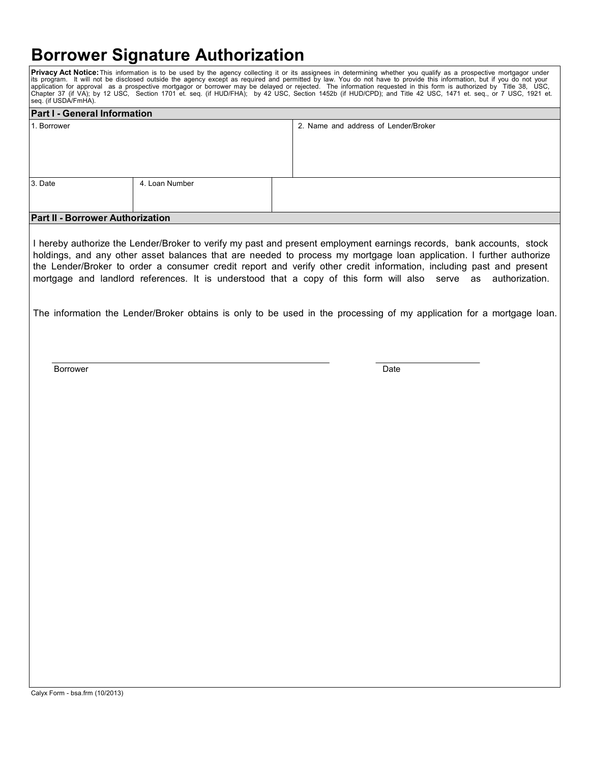# Borrower Signature Authorization

**Privacy Act Notice:** This information is to be used by the agency collecting it or its assignees in determining whether you qualify as a prospective mortgagor under its program. It will not be disclosed outside the agency except as required and permitted by law. You do not have to provide this information, but if you do not your application for approval as a prospective mortgagor or borrower may be delayed or rejected. The information requested in this form is authorized by Title 38, USC, Chapter 37 (if VA); by 12 USC, Section 1701 et. seq. (if HUD/FHA); by 42 USC, Section 1452b (if HUD/CPD); and Title 42 USC, 1471 et. seq., or 7 USC, 1921 et. seq. (if USDA/FmHA).

## Part I - General Information

| | | |
|---|---|---|
| 1. Borrower | | 2. Name and address of Lender/Broker |
| 3. Date | 4. Loan Number | |

## Part II - Borrower Authorization

I hereby authorize the Lender/Broker to verify my past and present employment earnings records, bank accounts, stock holdings, and any other asset balances that are needed to process my mortgage loan application. I further authorize the Lender/Broker to order a consumer credit report and verify other credit information, including past and present mortgage and landlord references. It is understood that a copy of this form will also serve as authorization.

The information the Lender/Broker obtains is only to be used in the processing of my application for a mortgage loan.

Borrower ______________________________ Date ______________

Calyx Form - bsa.frm (10/2013)